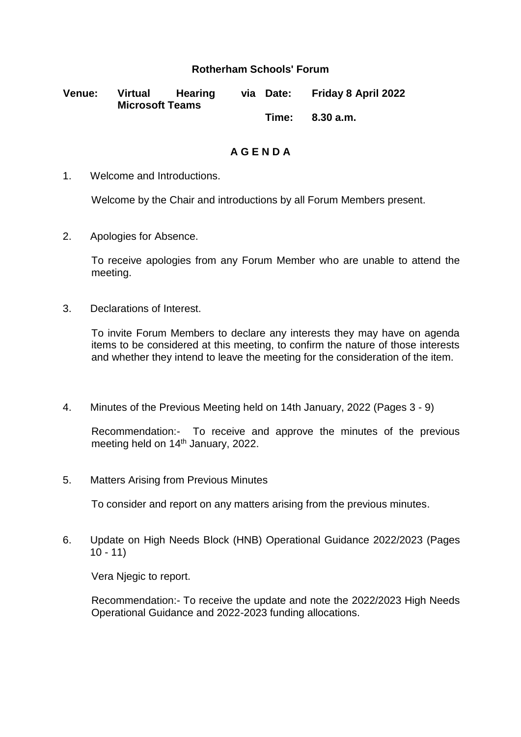# Rotherham Schools' Forum

**Venue:** **Virtual Hearing via Microsoft Teams**

**Date:** **Friday 8 April 2022**

**Time:** **8.30 a.m.**

## A G E N D A

1. Welcome and Introductions.

   Welcome by the Chair and introductions by all Forum Members present.

2. Apologies for Absence.

   To receive apologies from any Forum Member who are unable to attend the meeting.

3. Declarations of Interest.

   To invite Forum Members to declare any interests they may have on agenda items to be considered at this meeting, to confirm the nature of those interests and whether they intend to leave the meeting for the consideration of the item.

4. Minutes of the Previous Meeting held on 14th January, 2022 (Pages 3 - 9)

   Recommendation:- To receive and approve the minutes of the previous meeting held on 14th January, 2022.

5. Matters Arising from Previous Minutes

   To consider and report on any matters arising from the previous minutes.

6. Update on High Needs Block (HNB) Operational Guidance 2022/2023 (Pages 10 - 11)

   Vera Njegic to report.

   Recommendation:- To receive the update and note the 2022/2023 High Needs Operational Guidance and 2022-2023 funding allocations.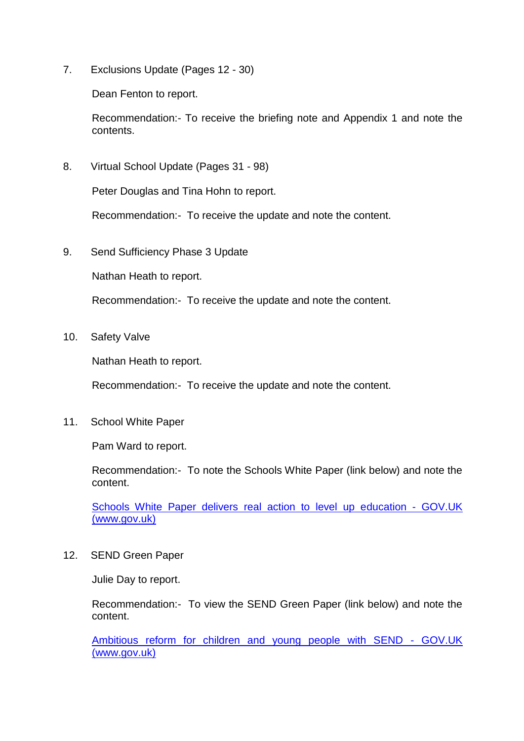7. Exclusions Update (Pages 12 - 30)

   Dean Fenton to report.

   Recommendation:- To receive the briefing note and Appendix 1 and note the contents.

8. Virtual School Update (Pages 31 - 98)

   Peter Douglas and Tina Hohn to report.

   Recommendation:- To receive the update and note the content.

9. Send Sufficiency Phase 3 Update

   Nathan Heath to report.

   Recommendation:- To receive the update and note the content.

10. Safety Valve

    Nathan Heath to report.

    Recommendation:- To receive the update and note the content.

11. School White Paper

    Pam Ward to report.

    Recommendation:- To note the Schools White Paper (link below) and note the content.

    [Schools White Paper delivers real action to level up education - GOV.UK (www.gov.uk)]()

12. SEND Green Paper

    Julie Day to report.

    Recommendation:- To view the SEND Green Paper (link below) and note the content.

    [Ambitious reform for children and young people with SEND - GOV.UK (www.gov.uk)]()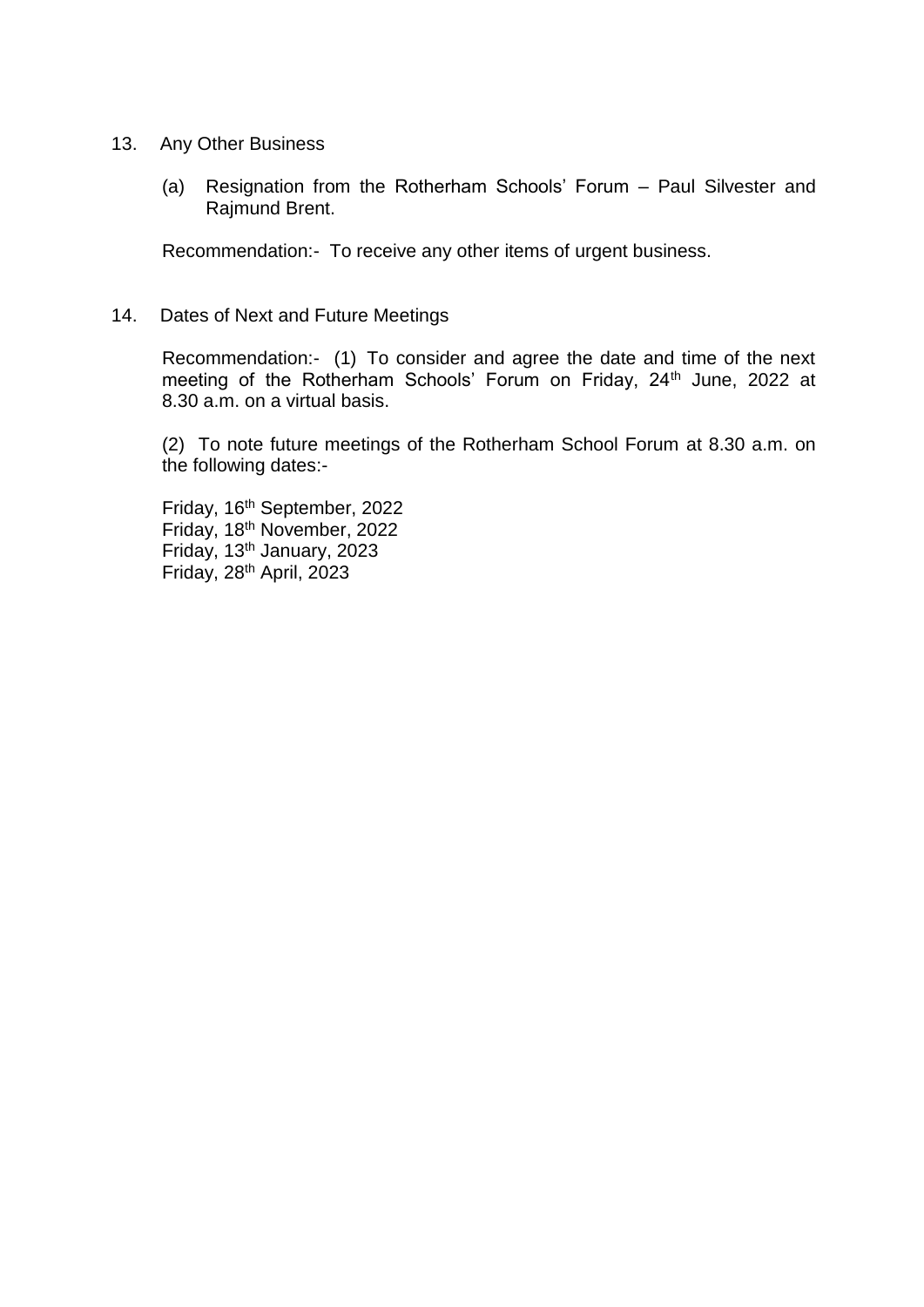13. Any Other Business

    (a) Resignation from the Rotherham Schools' Forum – Paul Silvester and Rajmund Brent.

    Recommendation:- To receive any other items of urgent business.

14. Dates of Next and Future Meetings

    Recommendation:- (1) To consider and agree the date and time of the next meeting of the Rotherham Schools' Forum on Friday, 24th June, 2022 at 8.30 a.m. on a virtual basis.

    (2) To note future meetings of the Rotherham School Forum at 8.30 a.m. on the following dates:-

    Friday, 16th September, 2022
    Friday, 18th November, 2022
    Friday, 13th January, 2023
    Friday, 28th April, 2023